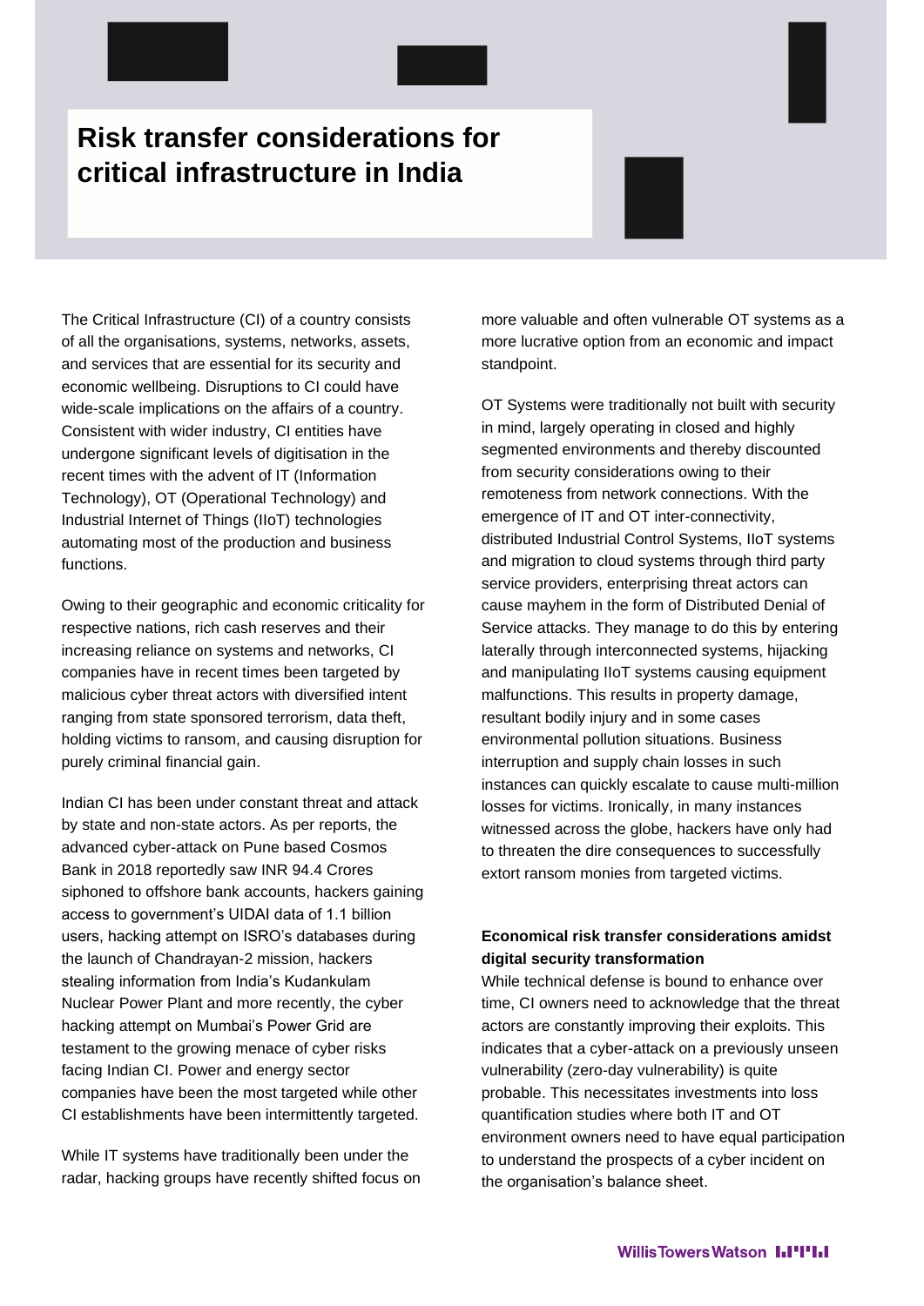# Risk transfer considerations for critical infrastructure in India

The Critical Infrastructure (CI) of a country consists of all the organisations, systems, networks, assets, and services that are essential for its security and economic wellbeing. Disruptions to CI could have wide-scale implications on the affairs of a country. Consistent with wider industry, CI entities have undergone significant levels of digitisation in the recent times with the advent of IT (Information Technology), OT (Operational Technology) and Industrial Internet of Things (IIoT) technologies automating most of the production and business functions.

Owing to their geographic and economic criticality for respective nations, rich cash reserves and their increasing reliance on systems and networks, CI companies have in recent times been targeted by malicious cyber threat actors with diversified intent ranging from state sponsored terrorism, data theft, holding victims to ransom, and causing disruption for purely criminal financial gain.

Indian CI has been under constant threat and attack by state and non-state actors. As per reports, the advanced cyber-attack on Pune based Cosmos Bank in 2018 reportedly saw INR 94.4 Crores siphoned to offshore bank accounts, hackers gaining access to government's UIDAI data of 1.1 billion users, hacking attempt on ISRO's databases during the launch of Chandrayan-2 mission, hackers stealing information from India's Kudankulam Nuclear Power Plant and more recently, the cyber hacking attempt on Mumbai's Power Grid are testament to the growing menace of cyber risks facing Indian CI. Power and energy sector companies have been the most targeted while other CI establishments have been intermittently targeted.

While IT systems have traditionally been under the radar, hacking groups have recently shifted focus on more valuable and often vulnerable OT systems as a more lucrative option from an economic and impact standpoint.

OT Systems were traditionally not built with security in mind, largely operating in closed and highly segmented environments and thereby discounted from security considerations owing to their remoteness from network connections. With the emergence of IT and OT inter-connectivity, distributed Industrial Control Systems, IIoT systems and migration to cloud systems through third party service providers, enterprising threat actors can cause mayhem in the form of Distributed Denial of Service attacks. They manage to do this by entering laterally through interconnected systems, hijacking and manipulating IIoT systems causing equipment malfunctions. This results in property damage, resultant bodily injury and in some cases environmental pollution situations. Business interruption and supply chain losses in such instances can quickly escalate to cause multi-million losses for victims. Ironically, in many instances witnessed across the globe, hackers have only had to threaten the dire consequences to successfully extort ransom monies from targeted victims.

**Economical risk transfer considerations amidst digital security transformation**

While technical defense is bound to enhance over time, CI owners need to acknowledge that the threat actors are constantly improving their exploits. This indicates that a cyber-attack on a previously unseen vulnerability (zero-day vulnerability) is quite probable. This necessitates investments into loss quantification studies where both IT and OT environment owners need to have equal participation to understand the prospects of a cyber incident on the organisation's balance sheet.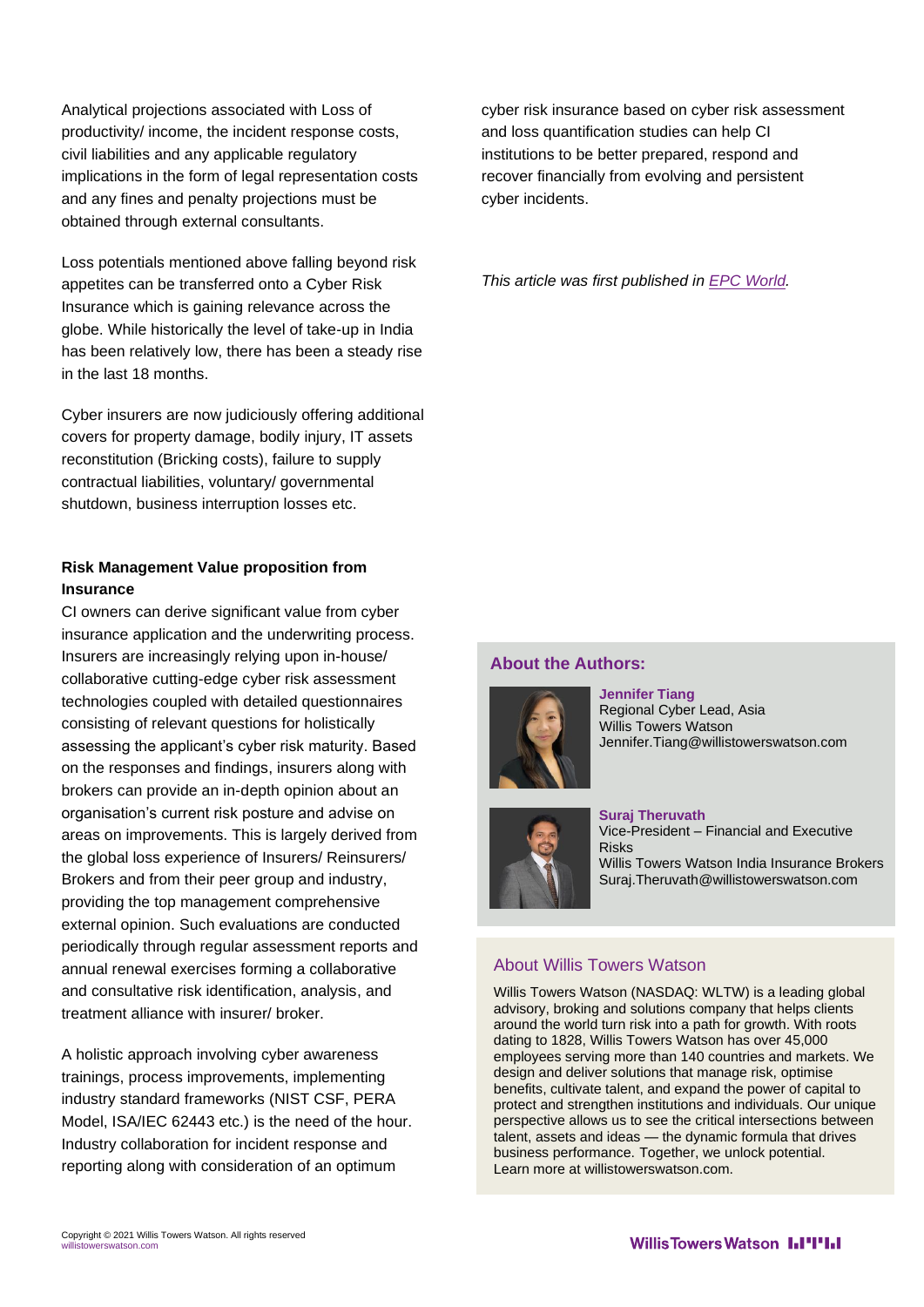Analytical projections associated with Loss of productivity/ income, the incident response costs, civil liabilities and any applicable regulatory implications in the form of legal representation costs and any fines and penalty projections must be obtained through external consultants.

Loss potentials mentioned above falling beyond risk appetites can be transferred onto a Cyber Risk Insurance which is gaining relevance across the globe. While historically the level of take-up in India has been relatively low, there has been a steady rise in the last 18 months.

Cyber insurers are now judiciously offering additional covers for property damage, bodily injury, IT assets reconstitution (Bricking costs), failure to supply contractual liabilities, voluntary/ governmental shutdown, business interruption losses etc.

**Risk Management Value proposition from Insurance**

CI owners can derive significant value from cyber insurance application and the underwriting process. Insurers are increasingly relying upon in-house/ collaborative cutting-edge cyber risk assessment technologies coupled with detailed questionnaires consisting of relevant questions for holistically assessing the applicant's cyber risk maturity. Based on the responses and findings, insurers along with brokers can provide an in-depth opinion about an organisation's current risk posture and advise on areas on improvements. This is largely derived from the global loss experience of Insurers/ Reinsurers/ Brokers and from their peer group and industry, providing the top management comprehensive external opinion. Such evaluations are conducted periodically through regular assessment reports and annual renewal exercises forming a collaborative and consultative risk identification, analysis, and treatment alliance with insurer/ broker.

A holistic approach involving cyber awareness trainings, process improvements, implementing industry standard frameworks (NIST CSF, PERA Model, ISA/IEC 62443 etc.) is the need of the hour. Industry collaboration for incident response and reporting along with consideration of an optimum cyber risk insurance based on cyber risk assessment and loss quantification studies can help CI institutions to be better prepared, respond and recover financially from evolving and persistent cyber incidents.

*This article was first published in EPC World.*

### About the Authors:

**Jennifer Tiang**
Regional Cyber Lead, Asia
Willis Towers Watson
Jennifer.Tiang@willistowerswatson.com

**Suraj Theruvath**
Vice-President – Financial and Executive Risks
Willis Towers Watson India Insurance Brokers
Suraj.Theruvath@willistowerswatson.com

### About Willis Towers Watson

Willis Towers Watson (NASDAQ: WLTW) is a leading global advisory, broking and solutions company that helps clients around the world turn risk into a path for growth. With roots dating to 1828, Willis Towers Watson has over 45,000 employees serving more than 140 countries and markets. We design and deliver solutions that manage risk, optimise benefits, cultivate talent, and expand the power of capital to protect and strengthen institutions and individuals. Our unique perspective allows us to see the critical intersections between talent, assets and ideas — the dynamic formula that drives business performance. Together, we unlock potential. Learn more at willistowerswatson.com.